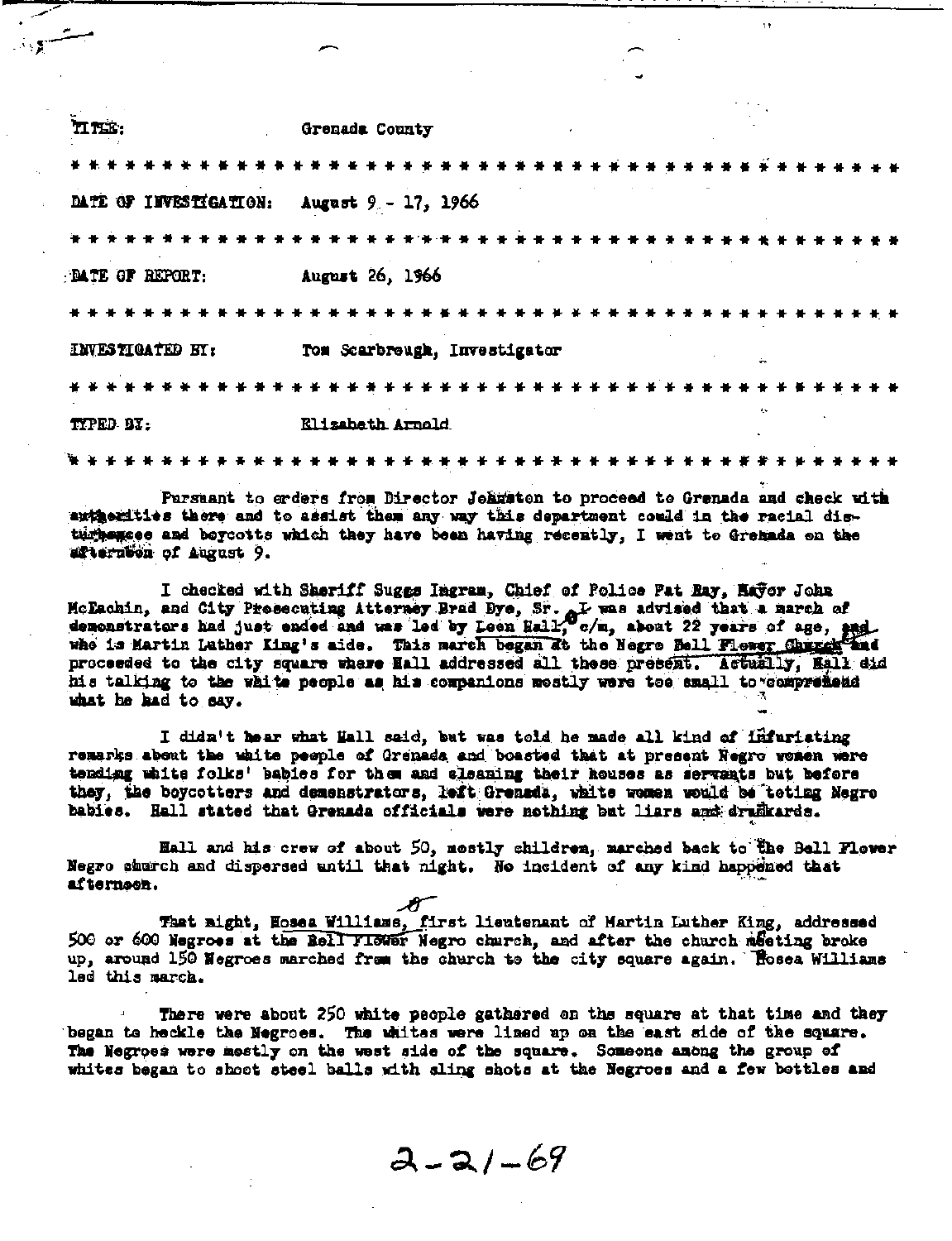TITLE: Grenada County

* * * * * * * * * * * * * * * * * * * * * * * * * * * * * * * * * * * * * * * * * * * * * *

DATE OF INVESTIGATION: August 9 - 17, 1966

* * * * * * * * * * * * * * * * * * * * * * * * * * * * * * * * * * * * * * * * * * * * * *

DATE OF REPORT: August 26, 1966

* * * * * * * * * * * * * * * * * * * * * * * * * * * * * * * * * * * * * * * * * * * * * *

INVESTIGATED BY: Tom Scarbrough, Investigator

* * * * * * * * * * * * * * * * * * * * * * * * * * * * * * * * * * * * * * * * * * * * * *

TYPED BY: Elizabeth Arnold

* * * * * * * * * * * * * * * * * * * * * * * * * * * * * * * * * * * * * * * * * * * * * *

Pursuant to orders from Director Johnston to proceed to Grenada and check with authorities there and to assist them any way this department could in the racial disturbances and boycotts which they have been having recently, I went to Grenada on the afternoon of August 9.

I checked with Sheriff Suggs Ingram, Chief of Police Pat Ray, Mayor John McEachin, and City Prosecuting Attorney Brad Dye, Sr. I was advised that a march of demonstrators had just ended and was led by Leon Hall, c/m, about 22 years of age, and who is Martin Luther King's aide. This march began at the Negro Bell Flower Church and proceeded to the city square where Hall addressed all those present. Actually, Hall did his talking to the white people as his companions mostly were too small to comprehend what he had to say.

I didn't hear what Hall said, but was told he made all kind of infuriating remarks about the white people of Grenada and boasted that at present Negro women were tending white folks' babies for them and cleaning their houses as servants but before they, the boycotters and demonstrators, left Grenada, white women would be toting Negro babies. Hall stated that Grenada officials were nothing but liars and drunkards.

Hall and his crew of about 50, mostly children, marched back to the Bell Flower Negro church and dispersed until that night. No incident of any kind happened that afternoon.

That night, Hosea Williams, first lieutenant of Martin Luther King, addressed 500 or 600 Negroes at the Bell Flower Negro church, and after the church meeting broke up, around 150 Negroes marched from the church to the city square again. Hosea Williams led this march.

There were about 250 white people gathered on the square at that time and they began to heckle the Negroes. The whites were lined up on the east side of the square. The Negroes were mostly on the west side of the square. Someone among the group of whites began to shoot steel balls with sling shots at the Negroes and a few bottles and

2-21-69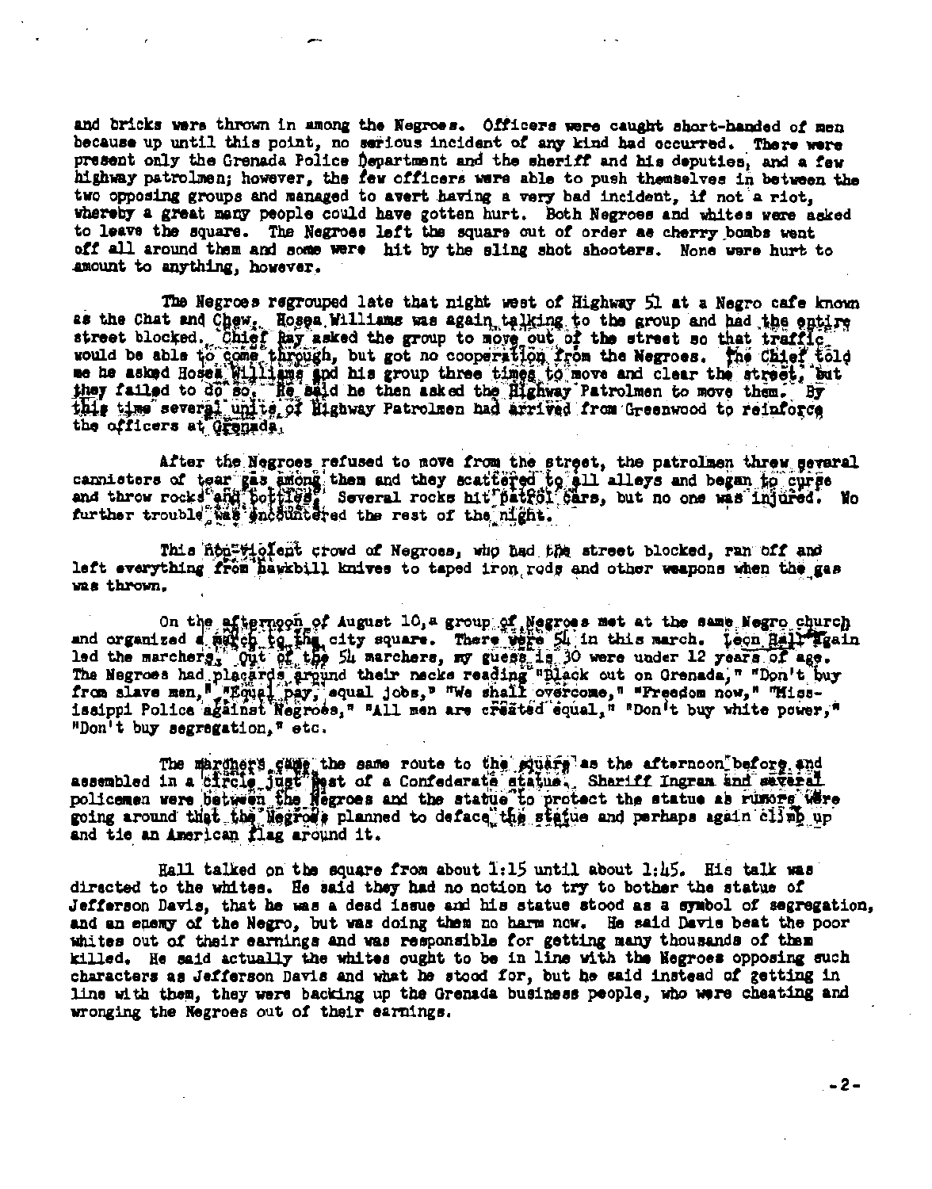and bricks were thrown in among the Negroes. Officers were caught short-handed of men because up until this point, no serious incident of any kind had occurred. There were present only the Grenada Police Department and the sheriff and his deputies, and a few highway patrolmen; however, the few officers were able to push themselves in between the two opposing groups and managed to avert having a very bad incident, if not a riot, whereby a great many people could have gotten hurt. Both Negroes and whites were asked to leave the square. The Negroes left the square out of order as cherry bombs went off all around them and some were hit by the sling shot shooters. None were hurt to amount to anything, however.

The Negroes regrouped late that night west of Highway 51 at a Negro cafe known as the Chat and Chew. Hosea Williams was again talking to the group and had the entire street blocked. Chief Ray asked the group to move out of the street so that traffic would be able to come through, but got no cooperation from the Negroes. The Chief told me he asked Hosea Williams and his group three times to move and clear the street, but they failed to do so. He said he then asked the Highway Patrolmen to move them. By this time several units of Highway Patrolmen had arrived from Greenwood to reinforce the officers at Grenada.

After the Negroes refused to move from the street, the patrolmen threw several cannisters of tear gas among them and they scattered to all alleys and began to curse and throw rocks and bottles. Several rocks hit patrol cars, but no one was injured. No further trouble was encountered the rest of the night.

This non-violent crowd of Negroes, who had the street blocked, ran off and left everything from hawkbill knives to taped iron rods and other weapons when the gas was thrown.

On the afternoon of August 10, a group of Negroes met at the same Negro church and organized a march to the city square. There were 54 in this march. Leon Hall again led the marchers. Out of the 54 marchers, my guess is 30 were under 12 years of age. The Negroes had placards around their necks reading "Black out on Grenada," "Don't buy from slave men," "Equal pay, equal jobs," "We shall overcome," "Freedom now," "Mississippi Police against Negroes," "All men are created equal," "Don't buy white power," "Don't buy segregation," etc.

The marchers came the same route to the square as the afternoon before and assembled in a circle just east of a Confederate statue. Sheriff Ingram and several policemen were between the Negroes and the statue to protect the statue as rumors were going around that the Negroes planned to deface the statue and perhaps again climb up and tie an American flag around it.

Hall talked on the square from about 1:15 until about 1:45. His talk was directed to the whites. He said they had no notion to try to bother the statue of Jefferson Davis, that he was a dead issue and his statue stood as a symbol of segregation, and an enemy of the Negro, but was doing them no harm now. He said Davis beat the poor whites out of their earnings and was responsible for getting many thousands of them killed. He said actually the whites ought to be in line with the Negroes opposing such characters as Jefferson Davis and what he stood for, but he said instead of getting in line with them, they were backing up the Grenada business people, who were cheating and wronging the Negroes out of their earnings.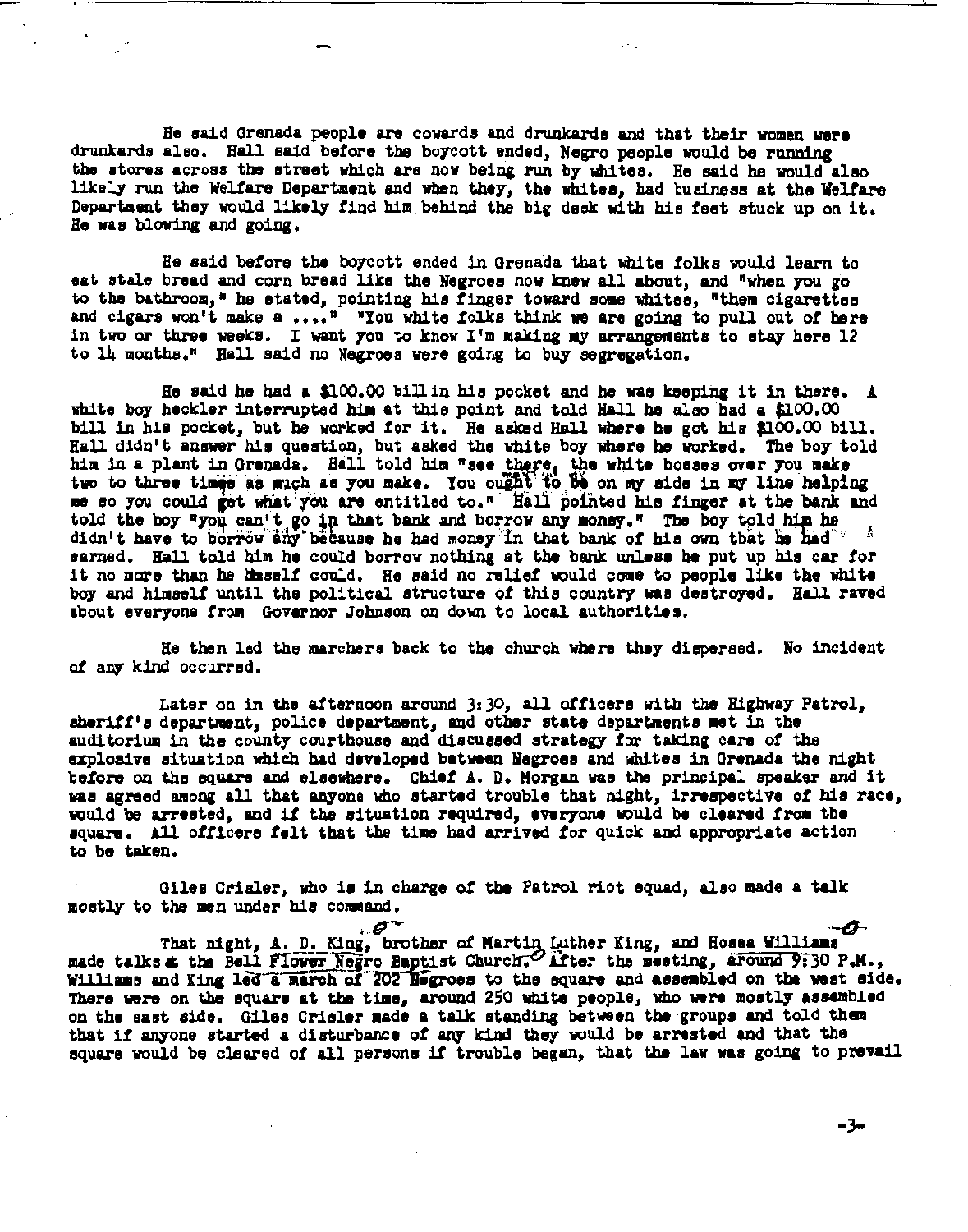He said Grenada people are cowards and drunkards and that their women were drunkards also. Hall said before the boycott ended, Negro people would be running the stores across the street which are now being run by whites. He said he would also likely run the Welfare Department and when they, the whites, had business at the Welfare Department they would likely find him behind the big desk with his feet stuck up on it. He was blowing and going.

He said before the boycott ended in Grenada that white folks would learn to eat stale bread and corn bread like the Negroes now knew all about, and "when you go to the bathroom," he stated, pointing his finger toward some whites, "them cigarettes and cigars won't make a ...." "You white folks think we are going to pull out of here in two or three weeks. I want you to know I'm making my arrangements to stay here 12 to 14 months." Hall said no Negroes were going to buy segregation.

He said he had a $100.00 bill in his pocket and he was keeping it in there. A white boy heckler interrupted him at this point and told Hall he also had a $100.00 bill in his pocket, but he worked for it. He asked Hall where he got his $100.00 bill. Hall didn't answer his question, but asked the white boy where he worked. The boy told him in a plant in Grenada. Hall told him "see there, the white bosses over you make two to three times as much as you make. You ought to be on my side in my line helping me so you could get what you are entitled to." Hall pointed his finger at the bank and told the boy "you can't go in that bank and borrow any money." The boy told him he didn't have to borrow any because he had money in that bank of his own that he had earned. Hall told him he could borrow nothing at the bank unless he put up his car for it no more than he himself could. He said no relief would come to people like the white boy and himself until the political structure of this country was destroyed. Hall raved about everyone from Governor Johnson on down to local authorities.

He then led the marchers back to the church where they dispersed. No incident of any kind occurred.

Later on in the afternoon around 3:30, all officers with the Highway Patrol, sheriff's department, police department, and other state departments met in the auditorium in the county courthouse and discussed strategy for taking care of the explosive situation which had developed between Negroes and whites in Grenada the night before on the square and elsewhere. Chief A. D. Morgan was the principal speaker and it was agreed among all that anyone who started trouble that night, irrespective of his race, would be arrested, and if the situation required, everyone would be cleared from the square. All officers felt that the time had arrived for quick and appropriate action to be taken.

Giles Crisler, who is in charge of the Patrol riot squad, also made a talk mostly to the men under his command.

That night, A. D. King, brother of Martin Luther King, and Hosea Williams made talks at the Bell Flower Negro Baptist Church. After the meeting, around 9:30 P.M., Williams and King led a march of 202 Negroes to the square and assembled on the west side. There were on the square at the time, around 250 white people, who were mostly assembled on the east side. Giles Crisler made a talk standing between the groups and told them that if anyone started a disturbance of any kind they would be arrested and that the square would be cleared of all persons if trouble began, that the law was going to prevail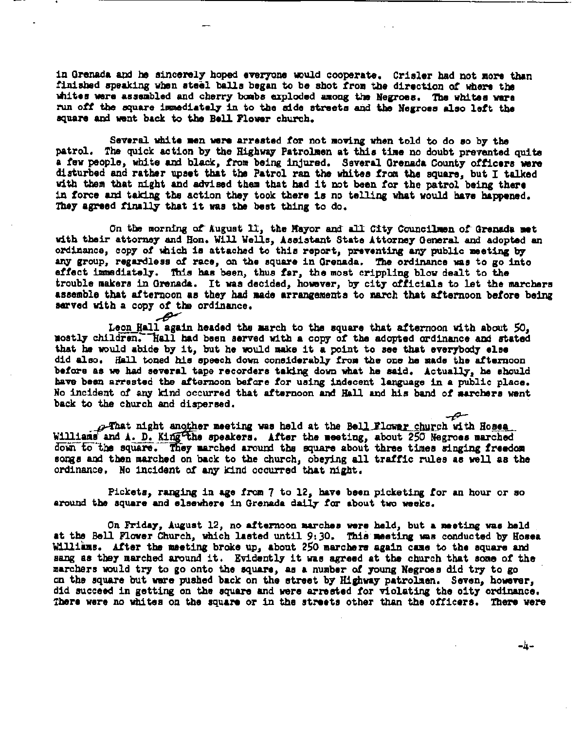in Grenada and he sincerely hoped everyone would cooperate. Crisler had not more than finished speaking when steel balls began to be shot from the direction of where the whites were assembled and cherry bombs exploded among the Negroes. The whites were run off the square immediately in to the side streets and the Negroes also left the square and went back to the Bell Flower church.

Several white men were arrested for not moving when told to do so by the patrol. The quick action by the Highway Patrolmen at this time no doubt prevented quite a few people, white and black, from being injured. Several Grenada County officers were disturbed and rather upset that the Patrol ran the whites from the square, but I talked with them that night and advised them that had it not been for the patrol being there in force and taking the action they took there is no telling what would have happened. They agreed finally that it was the best thing to do.

On the morning of August 11, the Mayor and all City Councilmen of Grenada met with their attorney and Hon. Will Wells, Assistant State Attorney General and adopted an ordinance, copy of which is attached to this report, preventing any public meeting by any group, regardless of race, on the square in Grenada. The ordinance was to go into effect immediately. This has been, thus far, the most crippling blow dealt to the trouble makers in Grenada. It was decided, however, by city officials to let the marchers assemble that afternoon as they had made arrangements to march that afternoon before being served with a copy of the ordinance.

Leon Hall again headed the march to the square that afternoon with about 50, mostly children. Hall had been served with a copy of the adopted ordinance and stated that he would abide by it, but he would make it a point to see that everybody else did also. Hall toned his speech down considerably from the one he made the afternoon before as we had several tape recorders taking down what he said. Actually, he should have been arrested the afternoon before for using indecent language in a public place. No incident of any kind occurred that afternoon and Hall and his band of marchers went back to the church and dispersed.

That night another meeting was held at the Bell Flower church with Hosea Williams and A. D. King the speakers. After the meeting, about 250 Negroes marched down to the square. They marched around the square about three times singing freedom songs and then marched on back to the church, obeying all traffic rules as well as the ordinance. No incident of any kind occurred that night.

Pickets, ranging in age from 7 to 12, have been picketing for an hour or so around the square and elsewhere in Grenada daily for about two weeks.

On Friday, August 12, no afternoon marches were held, but a meeting was held at the Bell Flower Church, which lasted until 9:30. This meeting was conducted by Hosea Williams. After the meeting broke up, about 250 marchers again came to the square and sang as they marched around it. Evidently it was agreed at the church that some of the marchers would try to go onto the square, as a number of young Negroes did try to go on the square but were pushed back on the street by Highway patrolmen. Seven, however, did succeed in getting on the square and were arrested for violating the city ordinance. There were no whites on the square or in the streets other than the officers. There were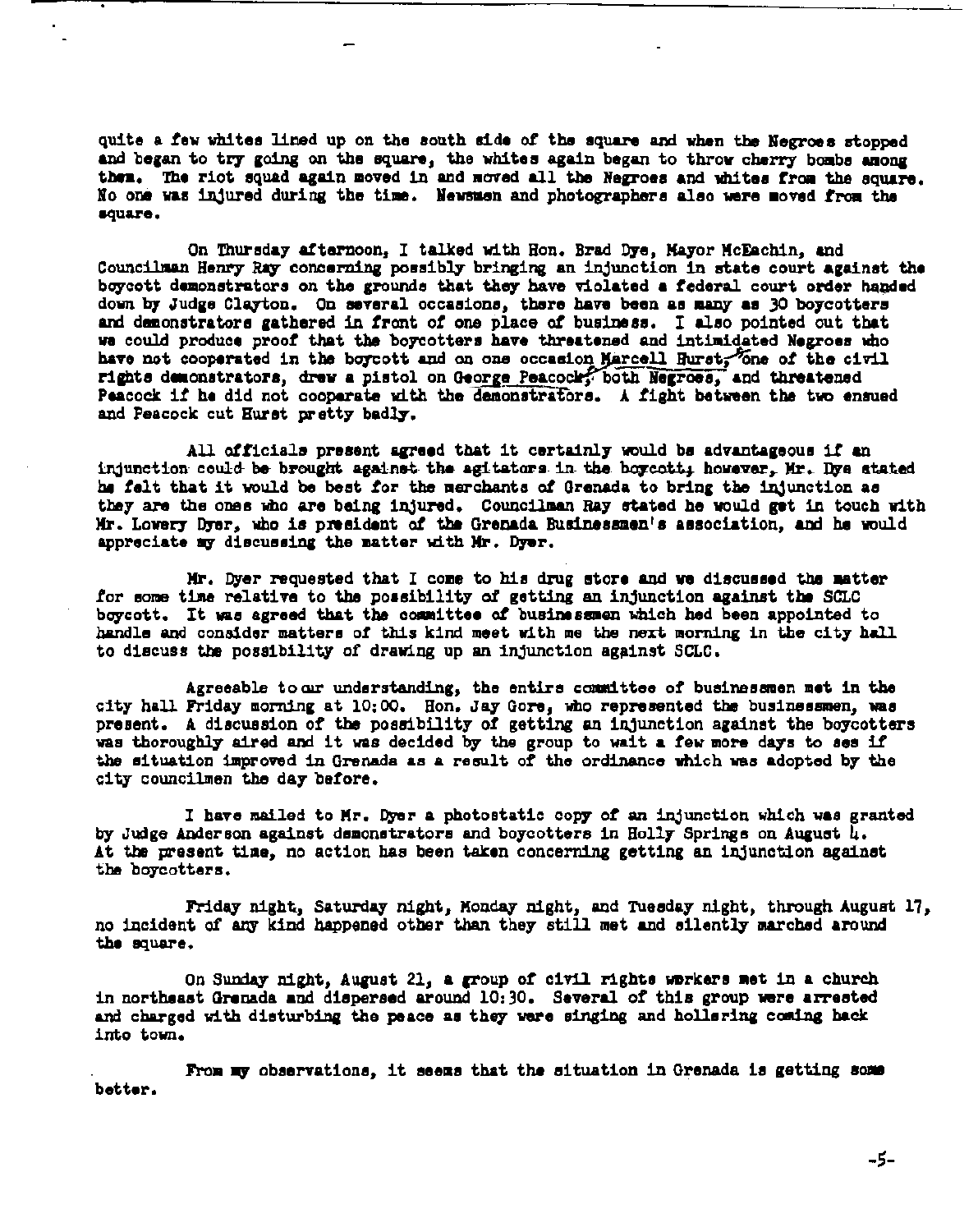quite a few whites lined up on the south side of the square and when the Negroes stopped and began to try going on the square, the whites again began to throw cherry bombs among them. The riot squad again moved in and moved all the Negroes and whites from the square. No one was injured during the time. Newsmen and photographers also were moved from the square.

On Thursday afternoon, I talked with Hon. Brad Dye, Mayor McEachin, and Councilman Henry Ray concerning possibly bringing an injunction in state court against the boycott demonstrators on the grounds that they have violated a federal court order handed down by Judge Clayton. On several occasions, there have been as many as 30 boycotters and demonstrators gathered in front of one place of business. I also pointed out that we could produce proof that the boycotters have threatened and intimidated Negroes who have not cooperated in the boycott and on one occasion Marcell Hurst, one of the civil rights demonstrators, drew a pistol on George Peacock, both Negroes, and threatened Peacock if he did not cooperate with the demonstrators. A fight between the two ensued and Peacock cut Hurst pretty badly.

All officials present agreed that it certainly would be advantageous if an injunction could be brought against the agitators in the boycott; however, Mr. Dye stated he felt that it would be best for the merchants of Grenada to bring the injunction as they are the ones who are being injured. Councilman Ray stated he would get in touch with Mr. Lowery Dyer, who is president of the Grenada Businessmen's association, and he would appreciate my discussing the matter with Mr. Dyer.

Mr. Dyer requested that I come to his drug store and we discussed the matter for some time relative to the possibility of getting an injunction against the SCLC boycott. It was agreed that the committee of businessmen which had been appointed to handle and consider matters of this kind meet with me the next morning in the city hall to discuss the possibility of drawing up an injunction against SCLC.

Agreeable to our understanding, the entire committee of businessmen met in the city hall Friday morning at 10:00. Hon. Jay Gore, who represented the businessmen, was present. A discussion of the possibility of getting an injunction against the boycotters was thoroughly aired and it was decided by the group to wait a few more days to see if the situation improved in Grenada as a result of the ordinance which was adopted by the city councilmen the day before.

I have mailed to Mr. Dyer a photostatic copy of an injunction which was granted by Judge Anderson against demonstrators and boycotters in Holly Springs on August 4. At the present time, no action has been taken concerning getting an injunction against the boycotters.

Friday night, Saturday night, Monday night, and Tuesday night, through August 17, no incident of any kind happened other than they still met and silently marched around the square.

On Sunday night, August 21, a group of civil rights workers met in a church in northeast Grenada and dispersed around 10:30. Several of this group were arrested and charged with disturbing the peace as they were singing and hollering coming back into town.

From my observations, it seems that the situation in Grenada is getting some better.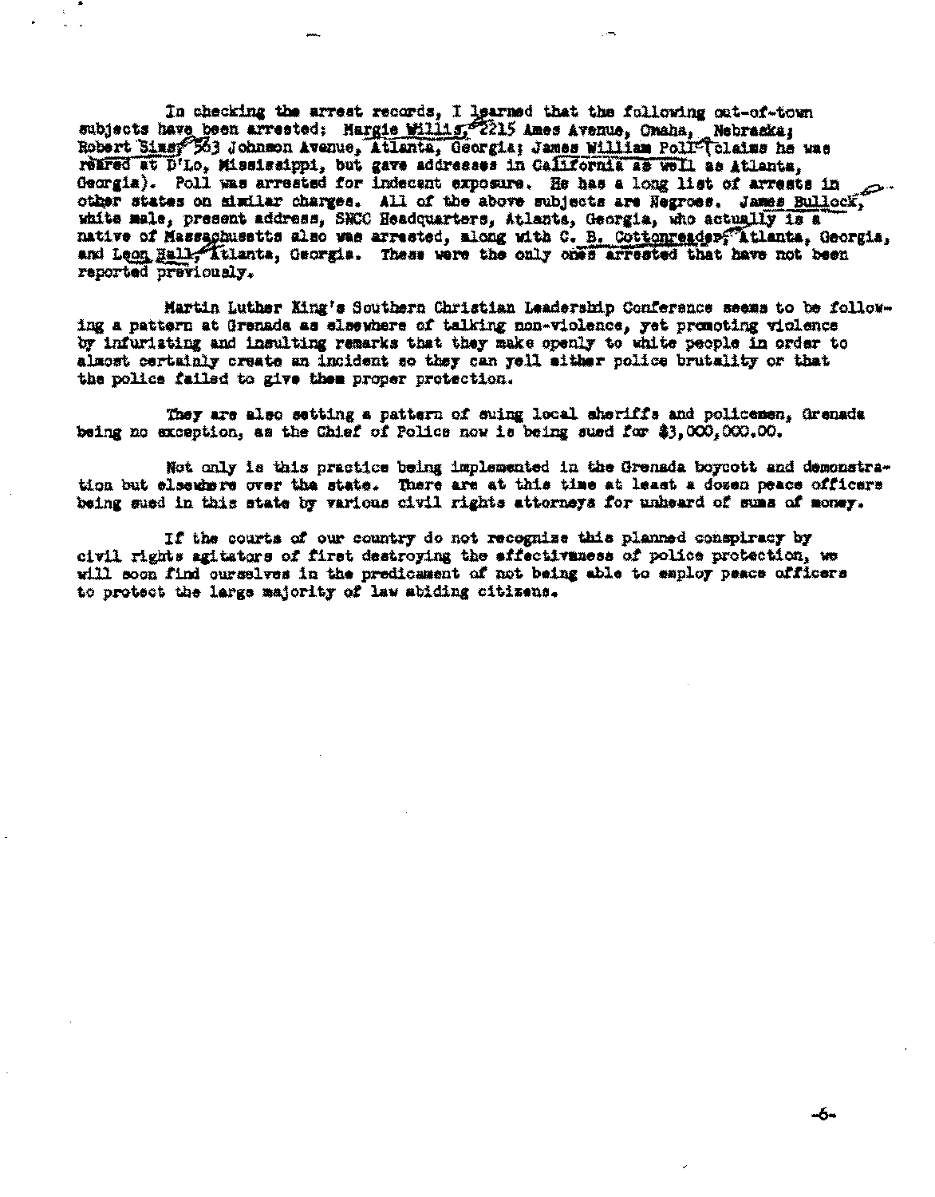In checking the arrest records, I learned that the following out-of-town subjects have been arrested: Margie Willis, 2215 Ames Avenue, Omaha, Nebraska; Robert Sims, 563 Johnson Avenue, Atlanta, Georgia; James William Poll (claims he was reared at D'Lo, Mississippi, but gave addresses in California as well as Atlanta, Georgia). Poll was arrested for indecent exposure. He has a long list of arrests in other states on similar charges. All of the above subjects are Negroes. James Bullock, white male, present address, SNCC Headquarters, Atlanta, Georgia, who actually is a native of Massachusetts also was arrested, along with C. B. Cottonreader, Atlanta, Georgia, and Leon Hall, Atlanta, Georgia. These were the only ones arrested that have not been reported previously.

Martin Luther King's Southern Christian Leadership Conference seems to be following a pattern at Grenada as elsewhere of talking non-violence, yet promoting violence by infuriating and insulting remarks that they make openly to white people in order to almost certainly create an incident so they can yell either police brutality or that the police failed to give them proper protection.

They are also setting a pattern of suing local sheriffs and policemen, Grenada being no exception, as the Chief of Police now is being sued for $3,000,000.00.

Not only is this practice being implemented in the Grenada boycott and demonstration but elsewhere over the state. There are at this time at least a dozen peace officers being sued in this state by various civil rights attorneys for unheard of sums of money.

If the courts of our country do not recognize this planned conspiracy by civil rights agitators of first destroying the effectiveness of police protection, we will soon find ourselves in the predicament of not being able to employ peace officers to protect the large majority of law abiding citizens.